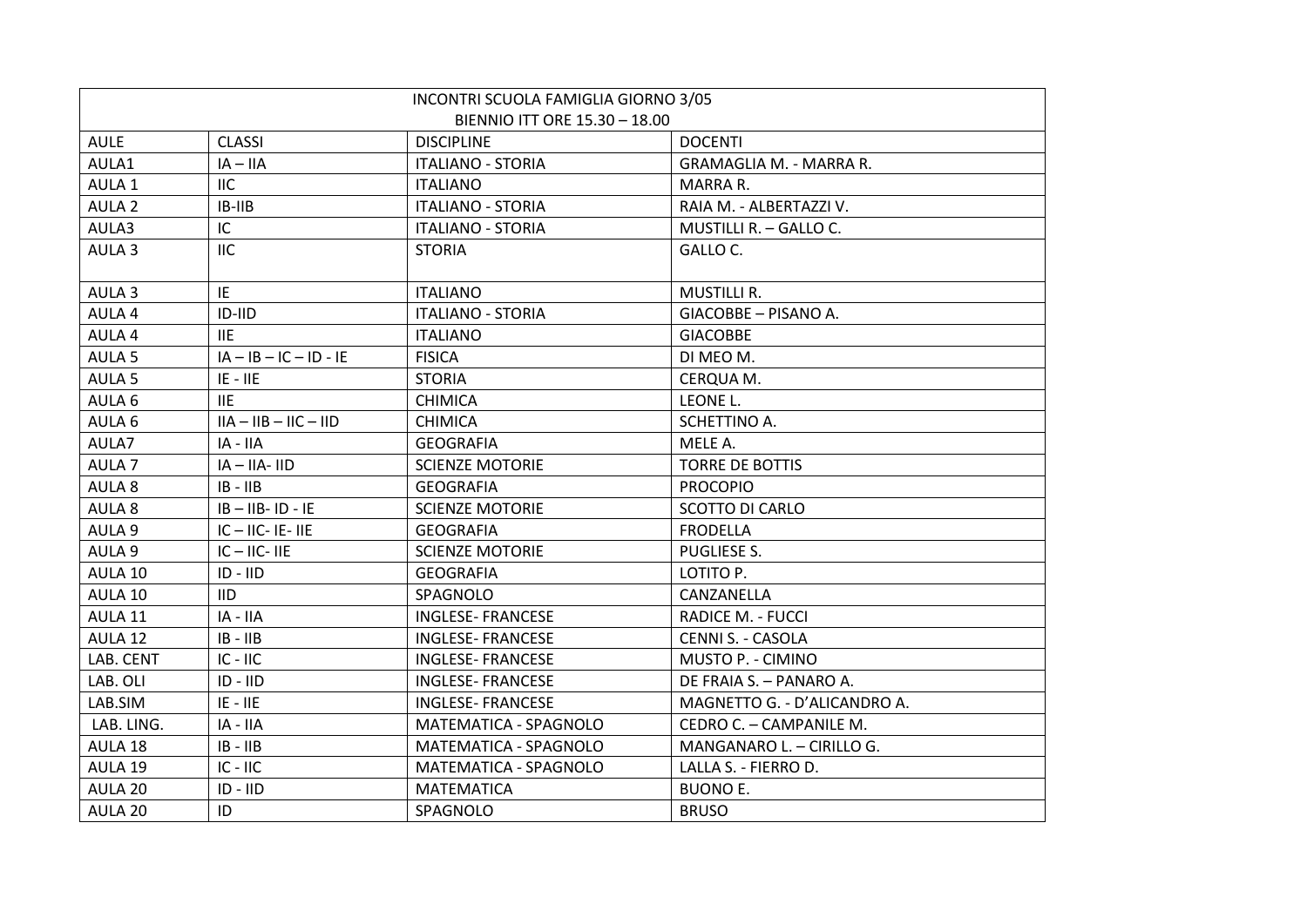| INCONTRI SCUOLA FAMIGLIA GIORNO 3/05<br>BIENNIO ITT ORE 15.30 – 18.00 | | | |
|---|---|---|---|
| AULE | CLASSI | DISCIPLINE | DOCENTI |
| AULA1 | IA – IIA | ITALIANO - STORIA | GRAMAGLIA M. - MARRA R. |
| AULA 1 | IIC | ITALIANO | MARRA R. |
| AULA 2 | IB-IIB | ITALIANO - STORIA | RAIA M. - ALBERTAZZI V. |
| AULA3 | IC | ITALIANO - STORIA | MUSTILLI R. – GALLO C. |
| AULA 3 | IIC | STORIA | GALLO C. |
| AULA 3 | IE | ITALIANO | MUSTILLI R. |
| AULA 4 | ID-IID | ITALIANO - STORIA | GIACOBBE – PISANO A. |
| AULA 4 | IIE | ITALIANO | GIACOBBE |
| AULA 5 | IA – IB – IC – ID - IE | FISICA | DI MEO M. |
| AULA 5 | IE - IIE | STORIA | CERQUA M. |
| AULA 6 | IIE | CHIMICA | LEONE L. |
| AULA 6 | IIA – IIB – IIC – IID | CHIMICA | SCHETTINO A. |
| AULA7 | IA - IIA | GEOGRAFIA | MELE A. |
| AULA 7 | IA – IIA- IID | SCIENZE MOTORIE | TORRE DE BOTTIS |
| AULA 8 | IB - IIB | GEOGRAFIA | PROCOPIO |
| AULA 8 | IB – IIB- ID - IE | SCIENZE MOTORIE | SCOTTO DI CARLO |
| AULA 9 | IC – IIC- IE- IIE | GEOGRAFIA | FRODELLA |
| AULA 9 | IC – IIC- IIE | SCIENZE MOTORIE | PUGLIESE S. |
| AULA 10 | ID - IID | GEOGRAFIA | LOTITO P. |
| AULA 10 | IID | SPAGNOLO | CANZANELLA |
| AULA 11 | IA - IIA | INGLESE- FRANCESE | RADICE M. - FUCCI |
| AULA 12 | IB - IIB | INGLESE- FRANCESE | CENNI S. - CASOLA |
| LAB. CENT | IC - IIC | INGLESE- FRANCESE | MUSTO P. - CIMINO |
| LAB. OLI | ID - IID | INGLESE- FRANCESE | DE FRAIA S. – PANARO A. |
| LAB.SIM | IE - IIE | INGLESE- FRANCESE | MAGNETTO G. - D'ALICANDRO A. |
| LAB. LING. | IA - IIA | MATEMATICA - SPAGNOLO | CEDRO C. – CAMPANILE M. |
| AULA 18 | IB - IIB | MATEMATICA - SPAGNOLO | MANGANARO L. – CIRILLO G. |
| AULA 19 | IC - IIC | MATEMATICA - SPAGNOLO | LALLA S. - FIERRO D. |
| AULA 20 | ID - IID | MATEMATICA | BUONO E. |
| AULA 20 | ID | SPAGNOLO | BRUSO |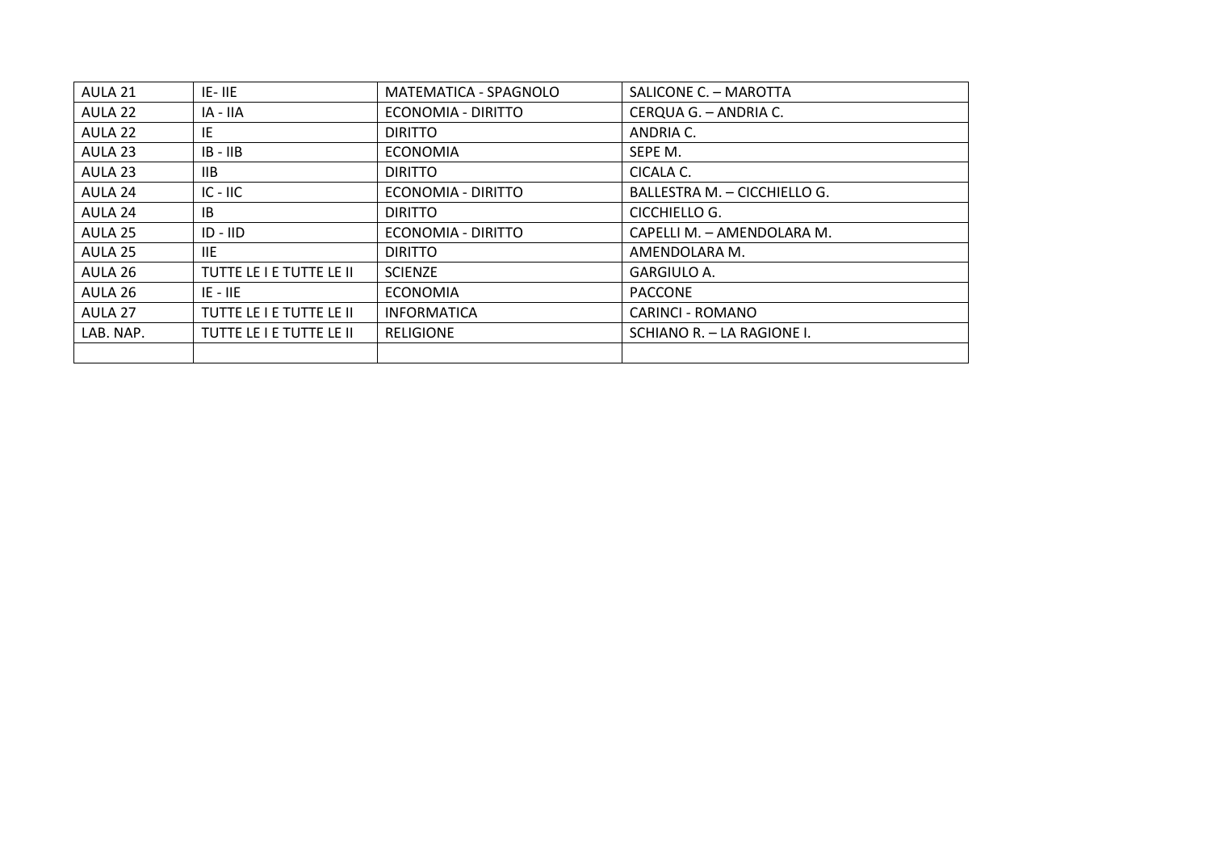| | | | |
|---|---|---|---|
| AULA 21 | IE- IIE | MATEMATICA - SPAGNOLO | SALICONE C. – MAROTTA |
| AULA 22 | IA - IIA | ECONOMIA - DIRITTO | CERQUA G. – ANDRIA C. |
| AULA 22 | IE | DIRITTO | ANDRIA C. |
| AULA 23 | IB - IIB | ECONOMIA | SEPE M. |
| AULA 23 | IIB | DIRITTO | CICALA C. |
| AULA 24 | IC - IIC | ECONOMIA - DIRITTO | BALLESTRA M. – CICCHIELLO G. |
| AULA 24 | IB | DIRITTO | CICCHIELLO G. |
| AULA 25 | ID - IID | ECONOMIA - DIRITTO | CAPELLI M. – AMENDOLARA M. |
| AULA 25 | IIE | DIRITTO | AMENDOLARA M. |
| AULA 26 | TUTTE LE I E TUTTE LE II | SCIENZE | GARGIULO A. |
| AULA 26 | IE - IIE | ECONOMIA | PACCONE |
| AULA 27 | TUTTE LE I E TUTTE LE II | INFORMATICA | CARINCI - ROMANO |
| LAB. NAP. | TUTTE LE I E TUTTE LE II | RELIGIONE | SCHIANO R. – LA RAGIONE I. |
| | | | |